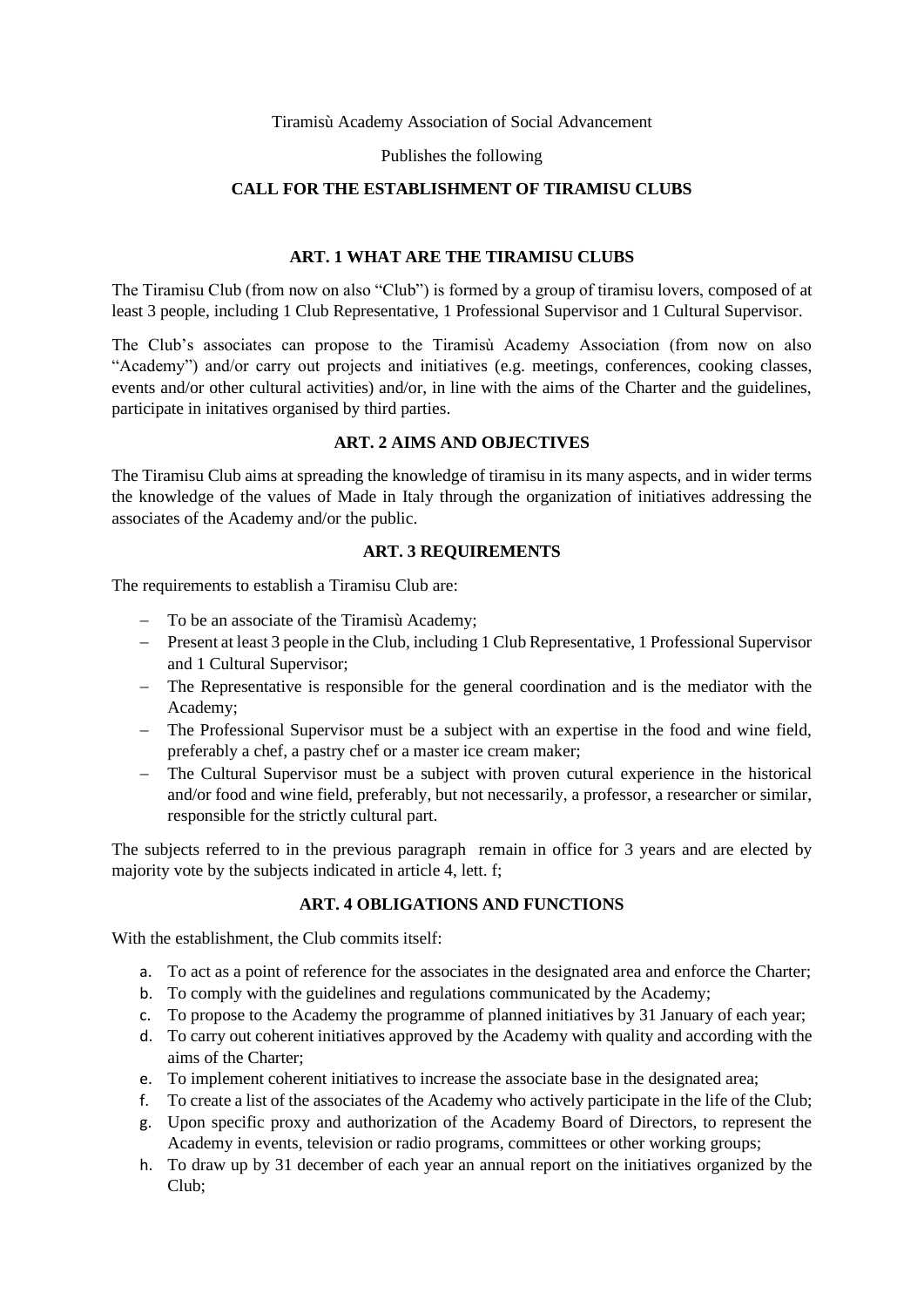Tiramisù Academy Association of Social Advancement

Publishes the following

**CALL FOR THE ESTABLISHMENT OF TIRAMISU CLUBS**

## ART. 1 WHAT ARE THE TIRAMISU CLUBS

The Tiramisu Club (from now on also "Club") is formed by a group of tiramisu lovers, composed of at least 3 people, including 1 Club Representative, 1 Professional Supervisor and 1 Cultural Supervisor.

The Club's associates can propose to the Tiramisù Academy Association (from now on also "Academy") and/or carry out projects and initiatives (e.g. meetings, conferences, cooking classes, events and/or other cultural activities) and/or, in line with the aims of the Charter and the guidelines, participate in initatives organised by third parties.

## ART. 2 AIMS AND OBJECTIVES

The Tiramisu Club aims at spreading the knowledge of tiramisu in its many aspects, and in wider terms the knowledge of the values of Made in Italy through the organization of initiatives addressing the associates of the Academy and/or the public.

## ART. 3 REQUIREMENTS

The requirements to establish a Tiramisu Club are:

- To be an associate of the Tiramisù Academy;
- Present at least 3 people in the Club, including 1 Club Representative, 1 Professional Supervisor and 1 Cultural Supervisor;
- The Representative is responsible for the general coordination and is the mediator with the Academy;
- The Professional Supervisor must be a subject with an expertise in the food and wine field, preferably a chef, a pastry chef or a master ice cream maker;
- The Cultural Supervisor must be a subject with proven cutural experience in the historical and/or food and wine field, preferably, but not necessarily, a professor, a researcher or similar, responsible for the strictly cultural part.

The subjects referred to in the previous paragraph remain in office for 3 years and are elected by majority vote by the subjects indicated in article 4, lett. f;

## ART. 4 OBLIGATIONS AND FUNCTIONS

With the establishment, the Club commits itself:

a. To act as a point of reference for the associates in the designated area and enforce the Charter;
b. To comply with the guidelines and regulations communicated by the Academy;
c. To propose to the Academy the programme of planned initiatives by 31 January of each year;
d. To carry out coherent initiatives approved by the Academy with quality and according with the aims of the Charter;
e. To implement coherent initiatives to increase the associate base in the designated area;
f. To create a list of the associates of the Academy who actively participate in the life of the Club;
g. Upon specific proxy and authorization of the Academy Board of Directors, to represent the Academy in events, television or radio programs, committees or other working groups;
h. To draw up by 31 december of each year an annual report on the initiatives organized by the Club;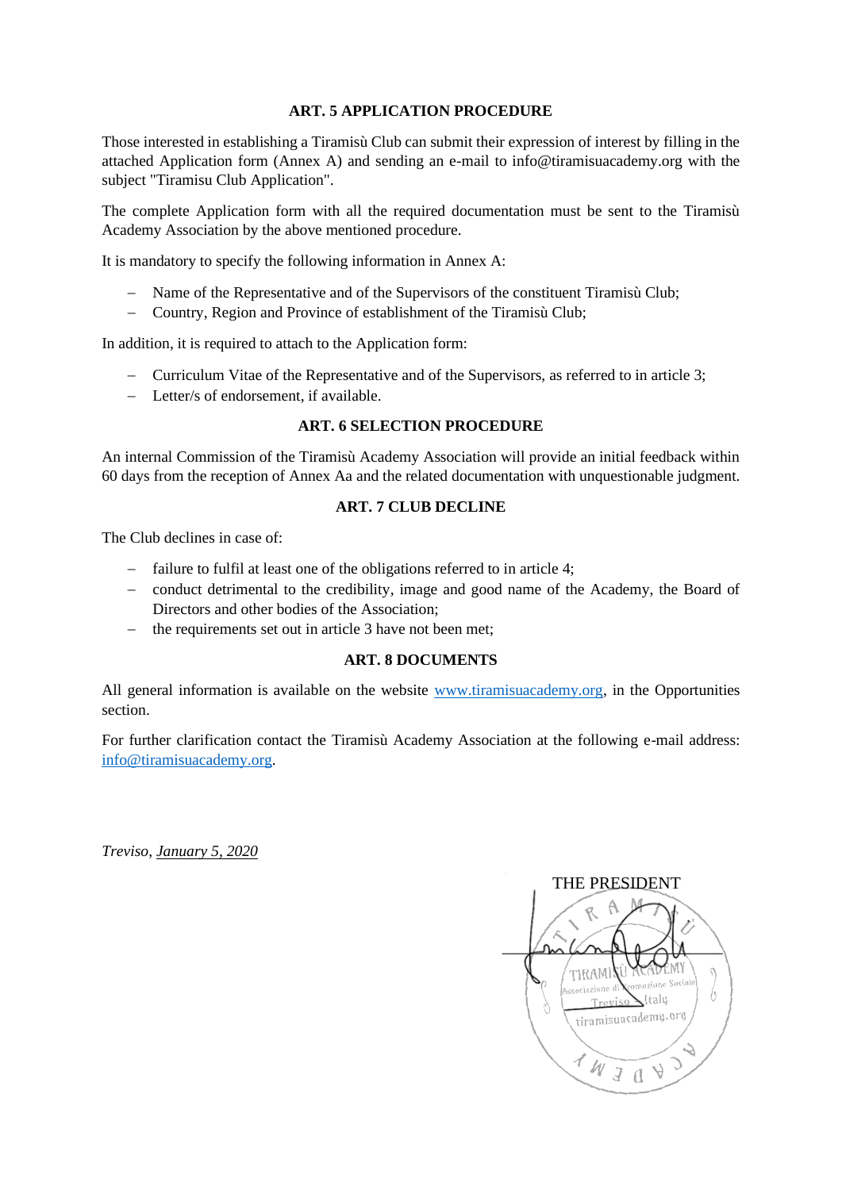### ART. 5 APPLICATION PROCEDURE

Those interested in establishing a Tiramisù Club can submit their expression of interest by filling in the attached Application form (Annex A) and sending an e-mail to info@tiramisuacademy.org with the subject "Tiramisu Club Application".

The complete Application form with all the required documentation must be sent to the Tiramisù Academy Association by the above mentioned procedure.

It is mandatory to specify the following information in Annex A:

- Name of the Representative and of the Supervisors of the constituent Tiramisù Club;
- Country, Region and Province of establishment of the Tiramisù Club;

In addition, it is required to attach to the Application form:

- Curriculum Vitae of the Representative and of the Supervisors, as referred to in article 3;
- Letter/s of endorsement, if available.

### ART. 6 SELECTION PROCEDURE

An internal Commission of the Tiramisù Academy Association will provide an initial feedback within 60 days from the reception of Annex Aa and the related documentation with unquestionable judgment.

### ART. 7 CLUB DECLINE

The Club declines in case of:

- failure to fulfil at least one of the obligations referred to in article 4;
- conduct detrimental to the credibility, image and good name of the Academy, the Board of Directors and other bodies of the Association;
- the requirements set out in article 3 have not been met;

### ART. 8 DOCUMENTS

All general information is available on the website www.tiramisuacademy.org, in the Opportunities section.

For further clarification contact the Tiramisù Academy Association at the following e-mail address: info@tiramisuacademy.org.

*Treviso, January 5, 2020*

THE PRESIDENT

TIRAMISÙ ACADEMY
Associazione di Promozione Sociale
Treviso Italy
tiramisuacademy.org